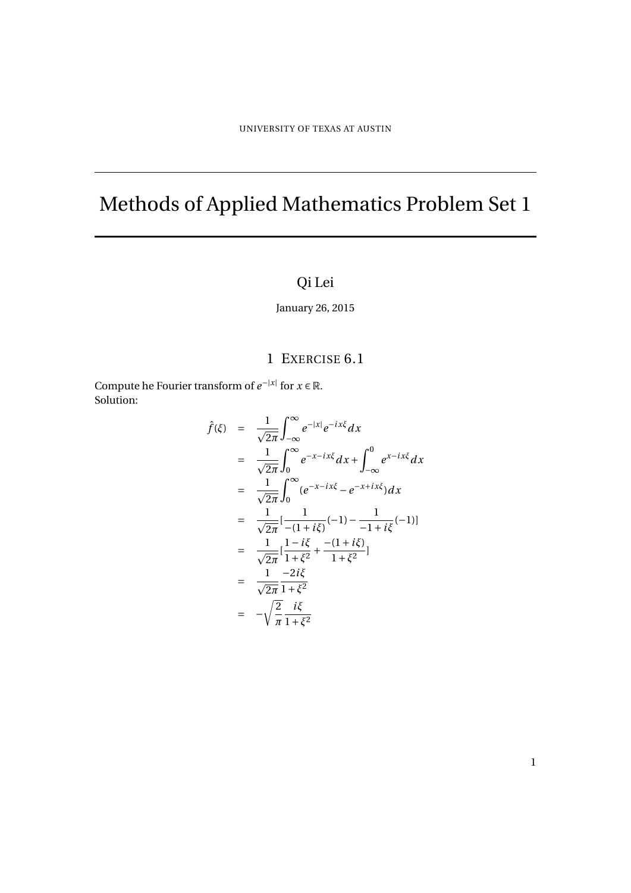UNIVERSITY OF TEXAS AT AUSTIN

# Methods of Applied Mathematics Problem Set 1

Qi Lei

January 26, 2015

## 1 Exercise 6.1

Compute he Fourier transform of $e^{-|x|}$ for $x \in \mathbb{R}$.
Solution:

$$
\begin{aligned}
\hat{f}(\xi) &= \frac{1}{\sqrt{2\pi}}\int_{-\infty}^{\infty} e^{-|x|}e^{-ix\xi}dx \\
&= \frac{1}{\sqrt{2\pi}}\int_{0}^{\infty} e^{-x-ix\xi}dx + \int_{-\infty}^{0} e^{x-ix\xi}dx \\
&= \frac{1}{\sqrt{2\pi}}\int_{0}^{\infty} (e^{-x-ix\xi} - e^{-x+ix\xi})dx \\
&= \frac{1}{\sqrt{2\pi}}[\frac{1}{-(1+i\xi)}(-1) - \frac{1}{-1+i\xi}(-1)] \\
&= \frac{1}{\sqrt{2\pi}}[\frac{1-i\xi}{1+\xi^2} + \frac{-(1+i\xi)}{1+\xi^2}] \\
&= \frac{1}{\sqrt{2\pi}}\frac{-2i\xi}{1+\xi^2} \\
&= -\sqrt{\frac{2}{\pi}}\frac{i\xi}{1+\xi^2}
\end{aligned}
$$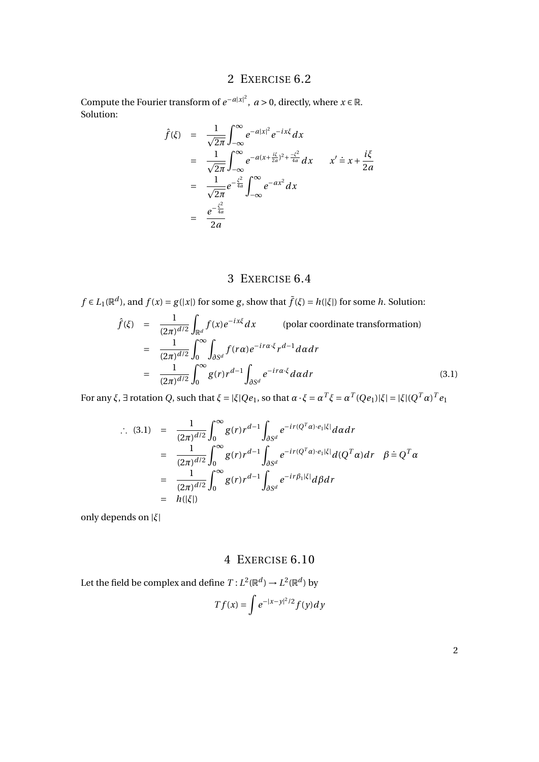## 2 EXERCISE 6.2

Compute the Fourier transform of $e^{-a|x|^2}$, $a > 0$, directly, where $x \in \mathbb{R}$.
Solution:

$$
\begin{aligned}
\hat{f}(\xi) &= \frac{1}{\sqrt{2\pi}} \int_{-\infty}^{\infty} e^{-a|x|^2} e^{-ix\xi} dx \\
&= \frac{1}{\sqrt{2\pi}} \int_{-\infty}^{\infty} e^{-a(x+\frac{i\xi}{2a})^2 + \frac{-\xi^2}{4a}} dx \qquad x' \doteq x + \frac{i\xi}{2a} \\
&= \frac{1}{\sqrt{2\pi}} e^{-\frac{\xi^2}{4a}} \int_{-\infty}^{\infty} e^{-ax^2} dx \\
&= \frac{e^{-\frac{\xi^2}{4a}}}{2a}
\end{aligned}
$$

## 3 EXERCISE 6.4

$f \in L_1(\mathbb{R}^d)$, and $f(x) = g(|x|)$ for some $g$, show that $\tilde{f}(\xi) = h(|\xi|)$ for some $h$. Solution:

$$
\begin{aligned}
\hat{f}(\xi) &= \frac{1}{(2\pi)^{d/2}} \int_{\mathbb{R}^d} f(x) e^{-ix\xi} dx \qquad \text{(polar coordinate transformation)} \\
&= \frac{1}{(2\pi)^{d/2}} \int_0^{\infty} \int_{\partial S^d} f(r\alpha) e^{-ir\alpha\cdot\xi} r^{d-1} d\alpha dr \\
&= \frac{1}{(2\pi)^{d/2}} \int_0^{\infty} g(r) r^{d-1} \int_{\partial S^d} e^{-ir\alpha\cdot\xi} d\alpha dr \qquad (3.1)
\end{aligned}
$$

For any $\xi$, $\exists$ rotation $Q$, such that $\xi = |\xi| Q e_1$, so that $\alpha \cdot \xi = \alpha^T \xi = \alpha^T (Q e_1)|\xi| = |\xi|(Q^T \alpha)^T e_1$

$$
\begin{aligned}
\therefore \ (3.1) &= \frac{1}{(2\pi)^{d/2}} \int_0^{\infty} g(r) r^{d-1} \int_{\partial S^d} e^{-ir(Q^T\alpha)\cdot e_1 |\xi|} d\alpha dr \\
&= \frac{1}{(2\pi)^{d/2}} \int_0^{\infty} g(r) r^{d-1} \int_{\partial S^d} e^{-ir(Q^T\alpha)\cdot e_1 |\xi|} d(Q^T\alpha) dr \quad \beta \doteq Q^T \alpha \\
&= \frac{1}{(2\pi)^{d/2}} \int_0^{\infty} g(r) r^{d-1} \int_{\partial S^d} e^{-ir\beta_1|\xi|} d\beta dr \\
&= h(|\xi|)
\end{aligned}
$$

only depends on $|\xi|$

## 4 EXERCISE 6.10

Let the field be complex and define $T : L^2(\mathbb{R}^d) \to L^2(\mathbb{R}^d)$ by

$$
Tf(x) = \int e^{-|x-y|^2/2} f(y) dy
$$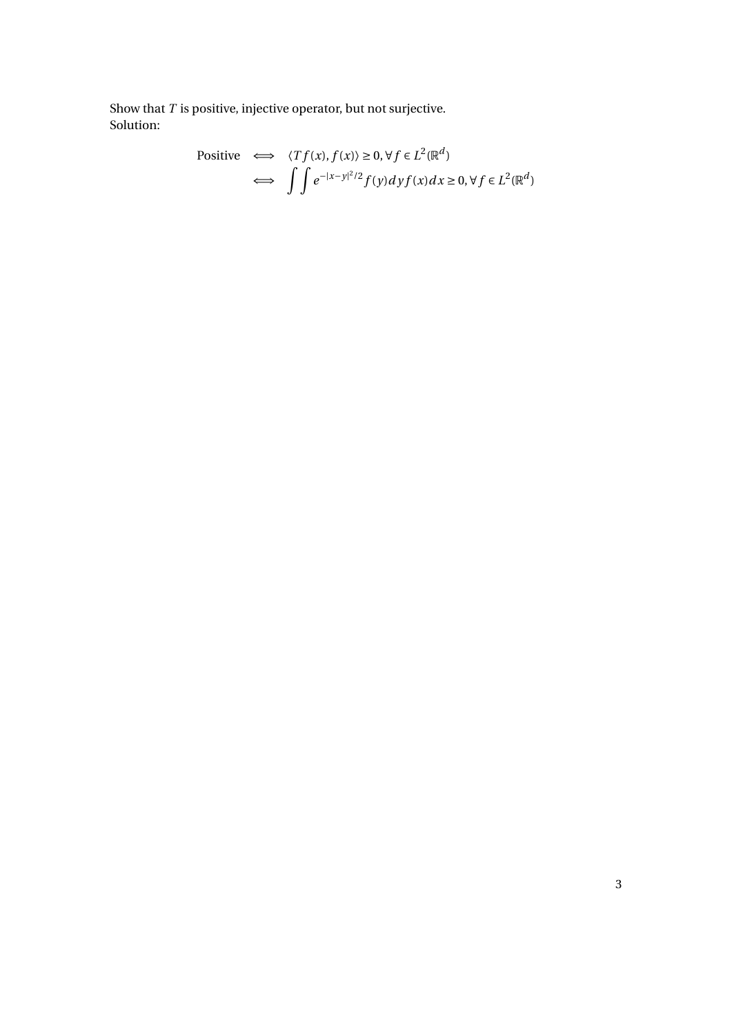Show that $T$ is positive, injective operator, but not surjective.
Solution:

$$
\begin{aligned}
\text{Positive} \quad &\iff \quad \langle Tf(x), f(x)\rangle \geq 0, \forall f \in L^2(\mathbb{R}^d) \\
&\iff \quad \int\int e^{-|x-y|^2/2} f(y)\, dy\, f(x)\, dx \geq 0, \forall f \in L^2(\mathbb{R}^d)
\end{aligned}
$$